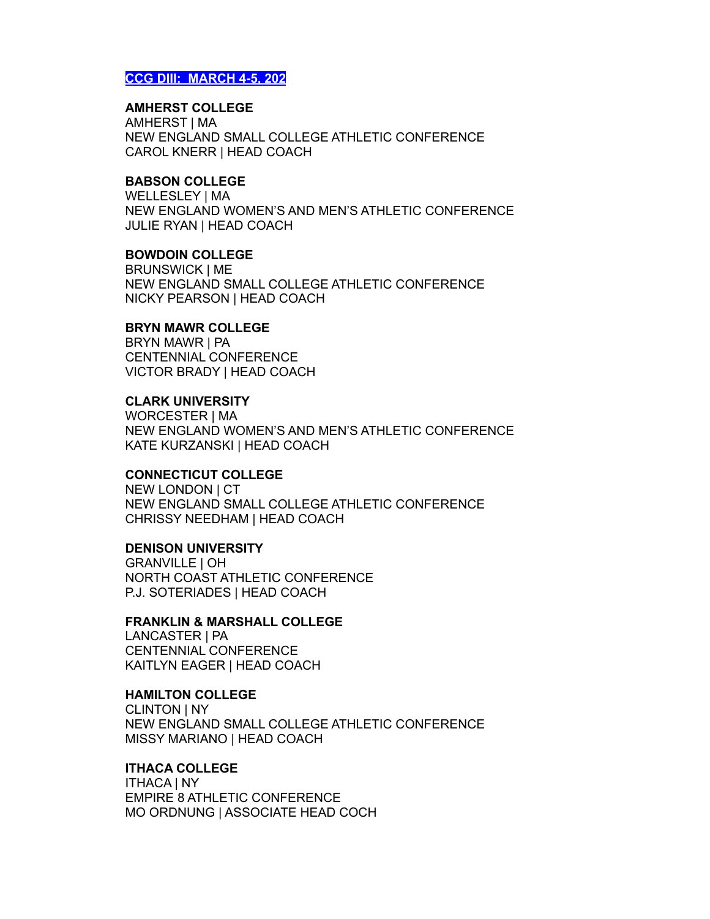**CCG DIII: MARCH 4-5, 202**

**AMHERST COLLEGE**
AMHERST | MA
NEW ENGLAND SMALL COLLEGE ATHLETIC CONFERENCE
CAROL KNERR | HEAD COACH

**BABSON COLLEGE**
WELLESLEY | MA
NEW ENGLAND WOMEN'S AND MEN'S ATHLETIC CONFERENCE
JULIE RYAN | HEAD COACH

**BOWDOIN COLLEGE**
BRUNSWICK | ME
NEW ENGLAND SMALL COLLEGE ATHLETIC CONFERENCE
NICKY PEARSON | HEAD COACH

**BRYN MAWR COLLEGE**
BRYN MAWR | PA
CENTENNIAL CONFERENCE
VICTOR BRADY | HEAD COACH

**CLARK UNIVERSITY**
WORCESTER | MA
NEW ENGLAND WOMEN'S AND MEN'S ATHLETIC CONFERENCE
KATE KURZANSKI | HEAD COACH

**CONNECTICUT COLLEGE**
NEW LONDON | CT
NEW ENGLAND SMALL COLLEGE ATHLETIC CONFERENCE
CHRISSY NEEDHAM | HEAD COACH

**DENISON UNIVERSITY**
GRANVILLE | OH
NORTH COAST ATHLETIC CONFERENCE
P.J. SOTERIADES | HEAD COACH

**FRANKLIN & MARSHALL COLLEGE**
LANCASTER | PA
CENTENNIAL CONFERENCE
KAITLYN EAGER | HEAD COACH

**HAMILTON COLLEGE**
CLINTON | NY
NEW ENGLAND SMALL COLLEGE ATHLETIC CONFERENCE
MISSY MARIANO | HEAD COACH

**ITHACA COLLEGE**
ITHACA | NY
EMPIRE 8 ATHLETIC CONFERENCE
MO ORDNUNG | ASSOCIATE HEAD COCH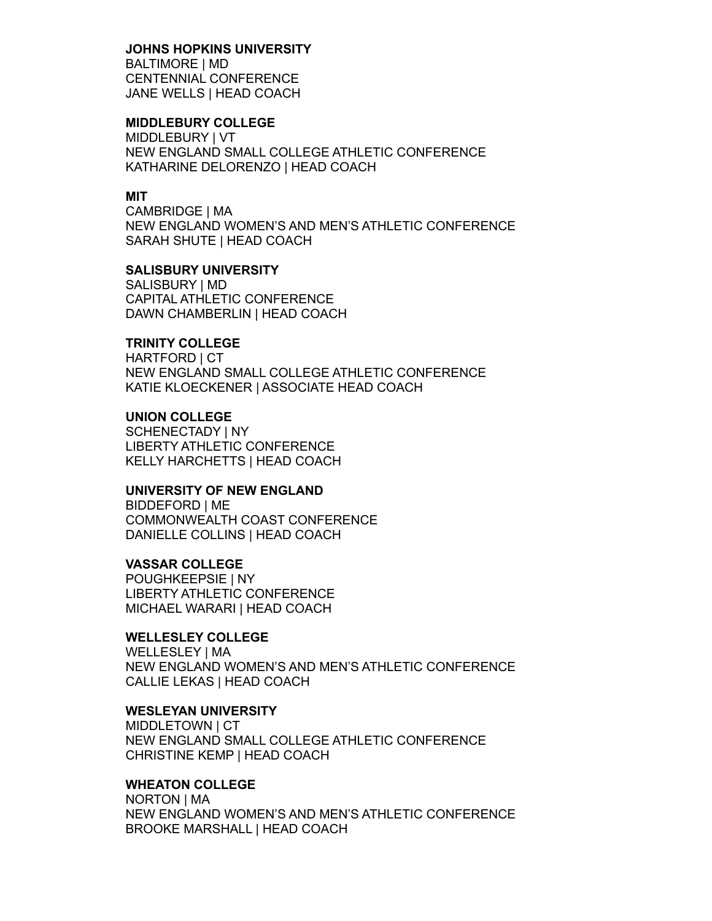**JOHNS HOPKINS UNIVERSITY**
BALTIMORE | MD
CENTENNIAL CONFERENCE
JANE WELLS | HEAD COACH

**MIDDLEBURY COLLEGE**
MIDDLEBURY | VT
NEW ENGLAND SMALL COLLEGE ATHLETIC CONFERENCE
KATHARINE DELORENZO | HEAD COACH

**MIT**
CAMBRIDGE | MA
NEW ENGLAND WOMEN'S AND MEN'S ATHLETIC CONFERENCE
SARAH SHUTE | HEAD COACH

**SALISBURY UNIVERSITY**
SALISBURY | MD
CAPITAL ATHLETIC CONFERENCE
DAWN CHAMBERLIN | HEAD COACH

**TRINITY COLLEGE**
HARTFORD | CT
NEW ENGLAND SMALL COLLEGE ATHLETIC CONFERENCE
KATIE KLOECKENER | ASSOCIATE HEAD COACH

**UNION COLLEGE**
SCHENECTADY | NY
LIBERTY ATHLETIC CONFERENCE
KELLY HARCHETTS | HEAD COACH

**UNIVERSITY OF NEW ENGLAND**
BIDDEFORD | ME
COMMONWEALTH COAST CONFERENCE
DANIELLE COLLINS | HEAD COACH

**VASSAR COLLEGE**
POUGHKEEPSIE | NY
LIBERTY ATHLETIC CONFERENCE
MICHAEL WARARI | HEAD COACH

**WELLESLEY COLLEGE**
WELLESLEY | MA
NEW ENGLAND WOMEN'S AND MEN'S ATHLETIC CONFERENCE
CALLIE LEKAS | HEAD COACH

**WESLEYAN UNIVERSITY**
MIDDLETOWN | CT
NEW ENGLAND SMALL COLLEGE ATHLETIC CONFERENCE
CHRISTINE KEMP | HEAD COACH

**WHEATON COLLEGE**
NORTON | MA
NEW ENGLAND WOMEN'S AND MEN'S ATHLETIC CONFERENCE
BROOKE MARSHALL | HEAD COACH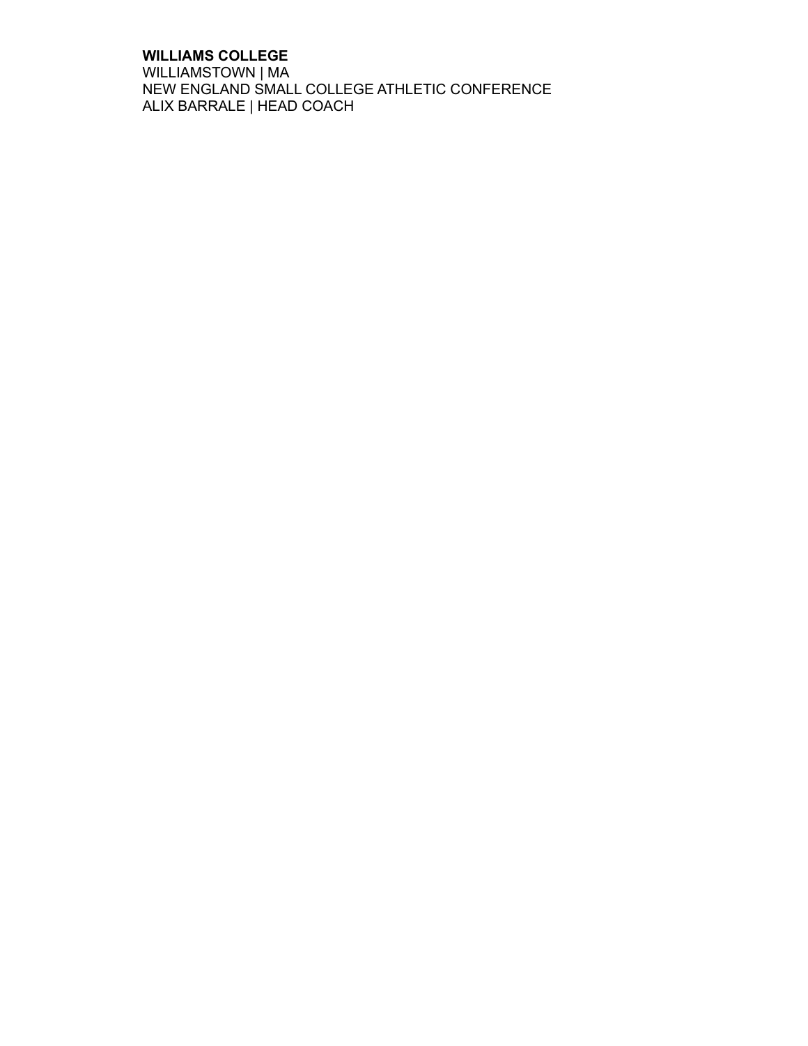**WILLIAMS COLLEGE**
WILLIAMSTOWN | MA
NEW ENGLAND SMALL COLLEGE ATHLETIC CONFERENCE
ALIX BARRALE | HEAD COACH